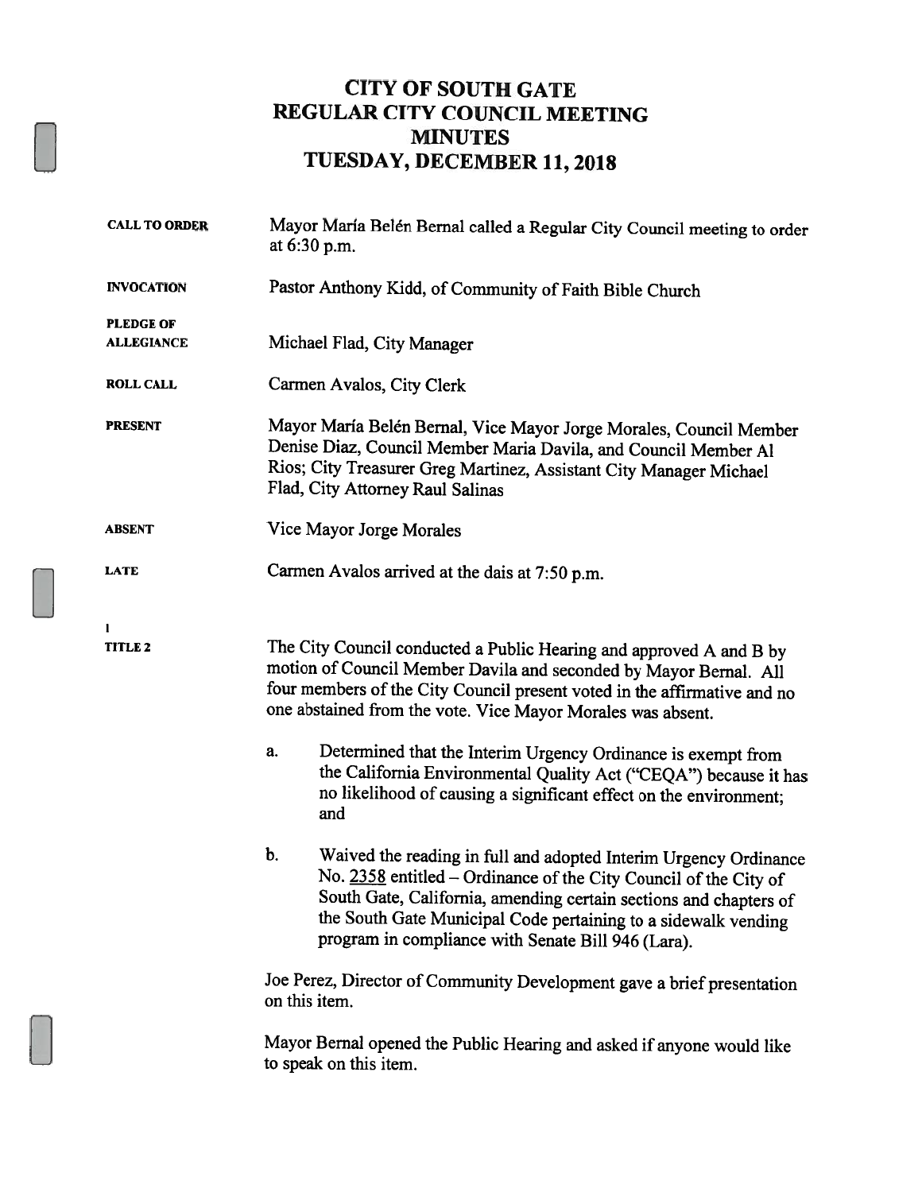# CITY OF SOUTH GATE
# REGULAR CITY COUNCIL MEETING
# MINUTES
# TUESDAY, DECEMBER 11, 2018

**CALL TO ORDER** Mayor María Belén Bernal called a Regular City Council meeting to order at 6:30 p.m.

**INVOCATION** Pastor Anthony Kidd, of Community of Faith Bible Church

**PLEDGE OF ALLEGIANCE** Michael Flad, City Manager

**ROLL CALL** Carmen Avalos, City Clerk

**PRESENT** Mayor María Belén Bernal, Vice Mayor Jorge Morales, Council Member Denise Diaz, Council Member Maria Davila, and Council Member Al Rios; City Treasurer Greg Martinez, Assistant City Manager Michael Flad, City Attorney Raul Salinas

**ABSENT** Vice Mayor Jorge Morales

**LATE** Carmen Avalos arrived at the dais at 7:50 p.m.

**1**
**TITLE 2**

The City Council conducted a Public Hearing and approved A and B by motion of Council Member Davila and seconded by Mayor Bernal. All four members of the City Council present voted in the affirmative and no one abstained from the vote. Vice Mayor Morales was absent.

a. Determined that the Interim Urgency Ordinance is exempt from the California Environmental Quality Act ("CEQA") because it has no likelihood of causing a significant effect on the environment; and

b. Waived the reading in full and adopted Interim Urgency Ordinance No. 2358 entitled – Ordinance of the City Council of the City of South Gate, California, amending certain sections and chapters of the South Gate Municipal Code pertaining to a sidewalk vending program in compliance with Senate Bill 946 (Lara).

Joe Perez, Director of Community Development gave a brief presentation on this item.

Mayor Bernal opened the Public Hearing and asked if anyone would like to speak on this item.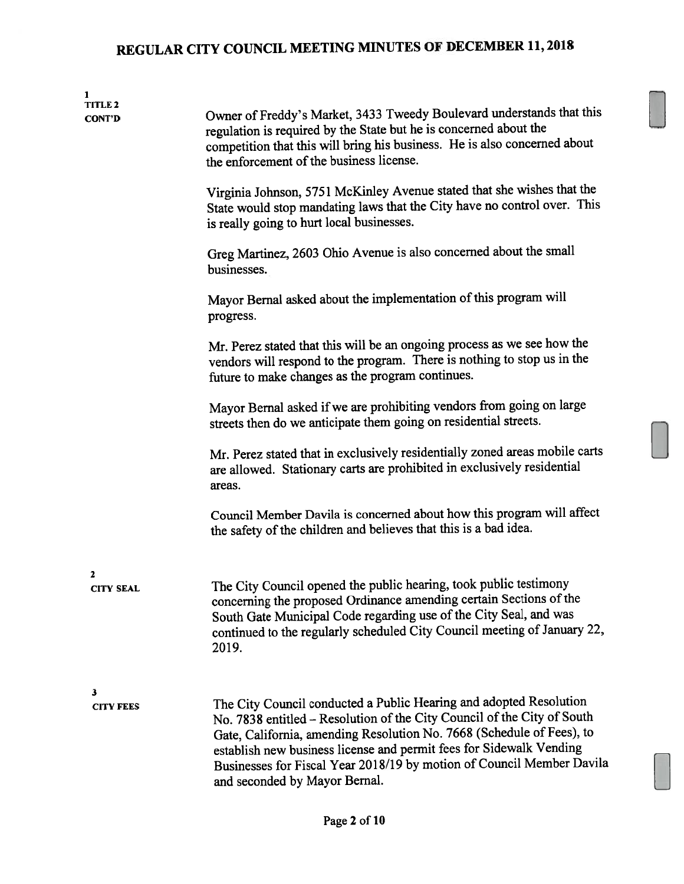**1**
**TITLE 2**
**CONT'D**

Owner of Freddy's Market, 3433 Tweedy Boulevard understands that this regulation is required by the State but he is concerned about the competition that this will bring his business. He is also concerned about the enforcement of the business license.

Virginia Johnson, 5751 McKinley Avenue stated that she wishes that the State would stop mandating laws that the City have no control over. This is really going to hurt local businesses.

Greg Martinez, 2603 Ohio Avenue is also concerned about the small businesses.

Mayor Bernal asked about the implementation of this program will progress.

Mr. Perez stated that this will be an ongoing process as we see how the vendors will respond to the program. There is nothing to stop us in the future to make changes as the program continues.

Mayor Bernal asked if we are prohibiting vendors from going on large streets then do we anticipate them going on residential streets.

Mr. Perez stated that in exclusively residentially zoned areas mobile carts are allowed. Stationary carts are prohibited in exclusively residential areas.

Council Member Davila is concerned about how this program will affect the safety of the children and believes that this is a bad idea.

**2**
**CITY SEAL**

The City Council opened the public hearing, took public testimony concerning the proposed Ordinance amending certain Sections of the South Gate Municipal Code regarding use of the City Seal, and was continued to the regularly scheduled City Council meeting of January 22, 2019.

**3**
**CITY FEES**

The City Council conducted a Public Hearing and adopted Resolution No. 7838 entitled – Resolution of the City Council of the City of South Gate, California, amending Resolution No. 7668 (Schedule of Fees), to establish new business license and permit fees for Sidewalk Vending Businesses for Fiscal Year 2018/19 by motion of Council Member Davila and seconded by Mayor Bernal.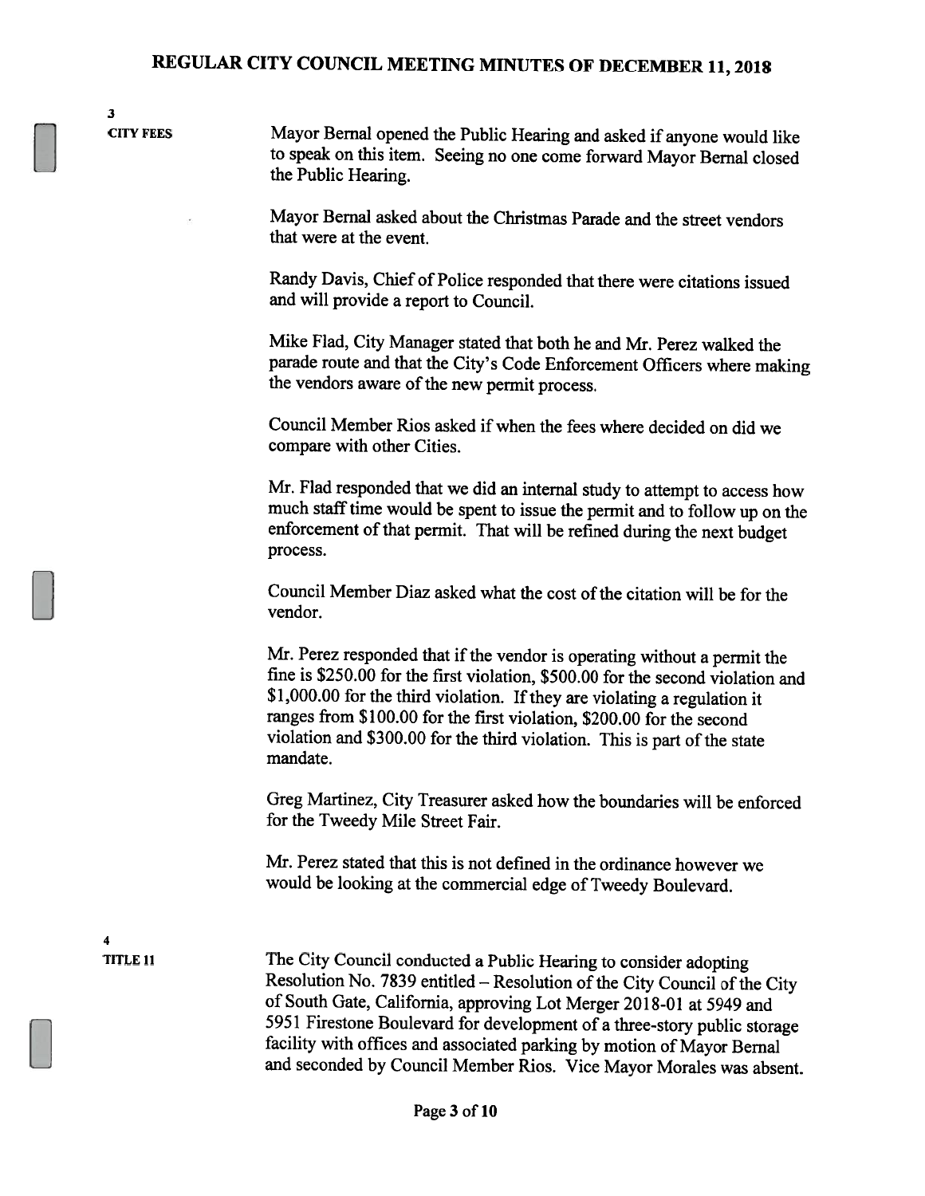# REGULAR CITY COUNCIL MEETING MINUTES OF DECEMBER 11, 2018

**3**
**CITY FEES**

Mayor Bernal opened the Public Hearing and asked if anyone would like to speak on this item. Seeing no one come forward Mayor Bernal closed the Public Hearing.

Mayor Bernal asked about the Christmas Parade and the street vendors that were at the event.

Randy Davis, Chief of Police responded that there were citations issued and will provide a report to Council.

Mike Flad, City Manager stated that both he and Mr. Perez walked the parade route and that the City's Code Enforcement Officers where making the vendors aware of the new permit process.

Council Member Rios asked if when the fees where decided on did we compare with other Cities.

Mr. Flad responded that we did an internal study to attempt to access how much staff time would be spent to issue the permit and to follow up on the enforcement of that permit. That will be refined during the next budget process.

Council Member Diaz asked what the cost of the citation will be for the vendor.

Mr. Perez responded that if the vendor is operating without a permit the fine is $250.00 for the first violation, $500.00 for the second violation and $1,000.00 for the third violation. If they are violating a regulation it ranges from $100.00 for the first violation, $200.00 for the second violation and $300.00 for the third violation. This is part of the state mandate.

Greg Martinez, City Treasurer asked how the boundaries will be enforced for the Tweedy Mile Street Fair.

Mr. Perez stated that this is not defined in the ordinance however we would be looking at the commercial edge of Tweedy Boulevard.

**4**
**TITLE 11**

The City Council conducted a Public Hearing to consider adopting Resolution No. 7839 entitled – Resolution of the City Council of the City of South Gate, California, approving Lot Merger 2018-01 at 5949 and 5951 Firestone Boulevard for development of a three-story public storage facility with offices and associated parking by motion of Mayor Bernal and seconded by Council Member Rios. Vice Mayor Morales was absent.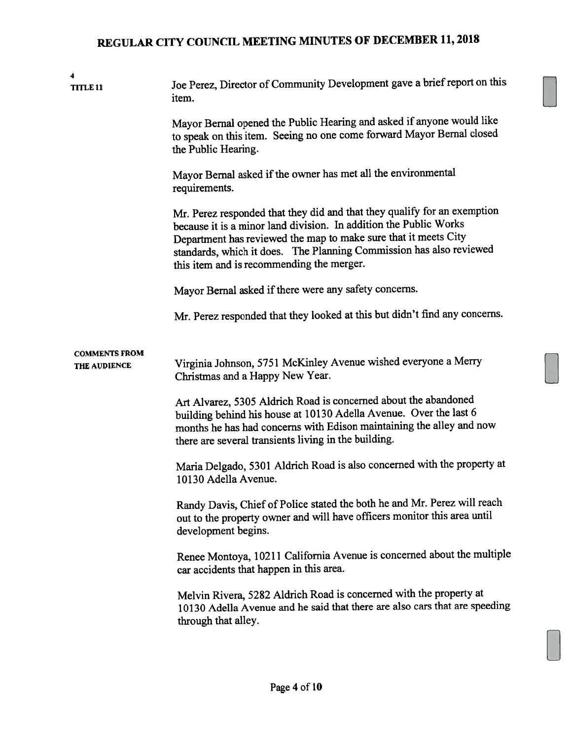**4**
**TITLE 11**

Joe Perez, Director of Community Development gave a brief report on this item.

Mayor Bernal opened the Public Hearing and asked if anyone would like to speak on this item. Seeing no one come forward Mayor Bernal closed the Public Hearing.

Mayor Bernal asked if the owner has met all the environmental requirements.

Mr. Perez responded that they did and that they qualify for an exemption because it is a minor land division. In addition the Public Works Department has reviewed the map to make sure that it meets City standards, which it does. The Planning Commission has also reviewed this item and is recommending the merger.

Mayor Bernal asked if there were any safety concerns.

Mr. Perez responded that they looked at this but didn't find any concerns.

**COMMENTS FROM THE AUDIENCE**

Virginia Johnson, 5751 McKinley Avenue wished everyone a Merry Christmas and a Happy New Year.

Art Alvarez, 5305 Aldrich Road is concerned about the abandoned building behind his house at 10130 Adella Avenue. Over the last 6 months he has had concerns with Edison maintaining the alley and now there are several transients living in the building.

Maria Delgado, 5301 Aldrich Road is also concerned with the property at 10130 Adella Avenue.

Randy Davis, Chief of Police stated the both he and Mr. Perez will reach out to the property owner and will have officers monitor this area until development begins.

Renee Montoya, 10211 California Avenue is concerned about the multiple car accidents that happen in this area.

Melvin Rivera, 5282 Aldrich Road is concerned with the property at 10130 Adella Avenue and he said that there are also cars that are speeding through that alley.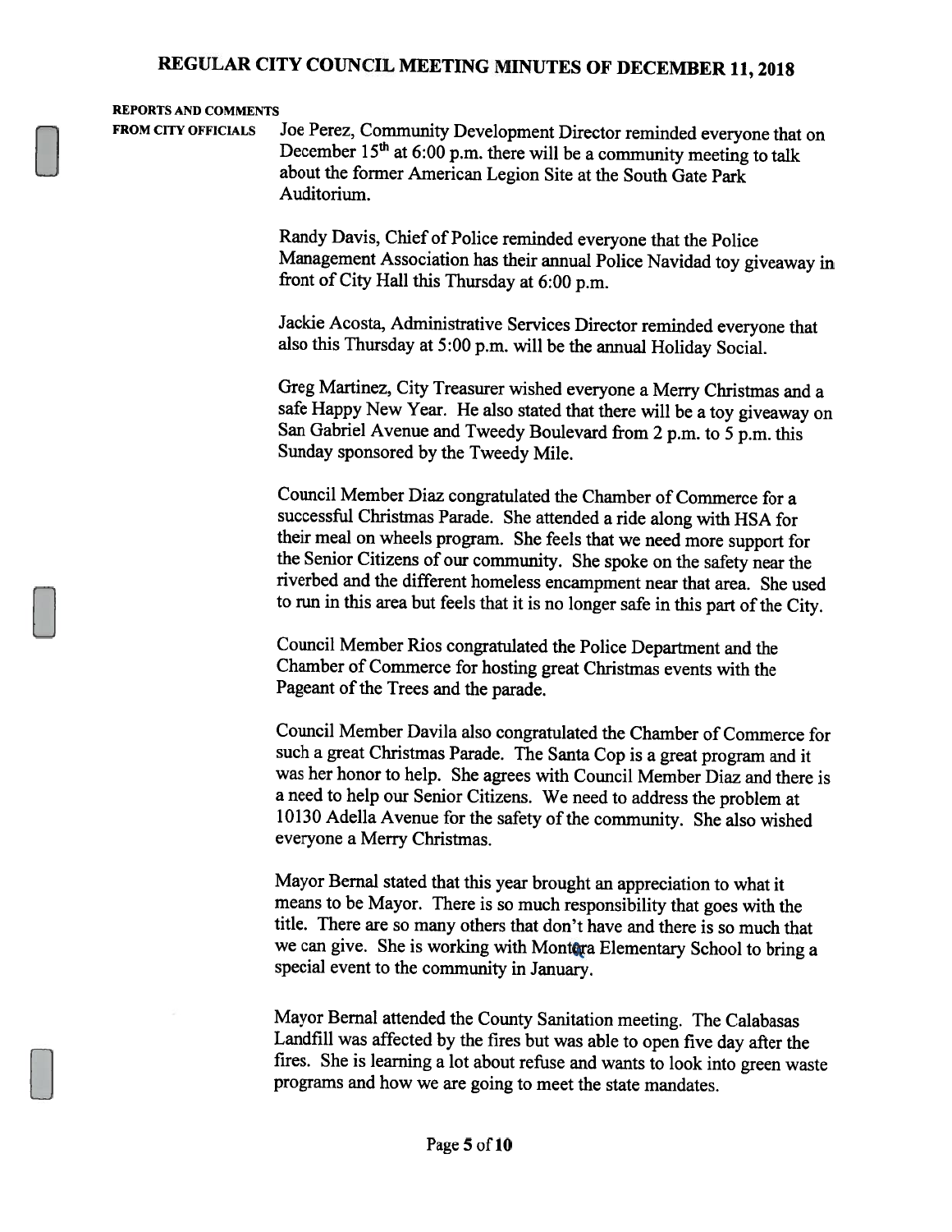**REPORTS AND COMMENTS FROM CITY OFFICIALS**

Joe Perez, Community Development Director reminded everyone that on December 15th at 6:00 p.m. there will be a community meeting to talk about the former American Legion Site at the South Gate Park Auditorium.

Randy Davis, Chief of Police reminded everyone that the Police Management Association has their annual Police Navidad toy giveaway in front of City Hall this Thursday at 6:00 p.m.

Jackie Acosta, Administrative Services Director reminded everyone that also this Thursday at 5:00 p.m. will be the annual Holiday Social.

Greg Martinez, City Treasurer wished everyone a Merry Christmas and a safe Happy New Year. He also stated that there will be a toy giveaway on San Gabriel Avenue and Tweedy Boulevard from 2 p.m. to 5 p.m. this Sunday sponsored by the Tweedy Mile.

Council Member Diaz congratulated the Chamber of Commerce for a successful Christmas Parade. She attended a ride along with HSA for their meal on wheels program. She feels that we need more support for the Senior Citizens of our community. She spoke on the safety near the riverbed and the different homeless encampment near that area. She used to run in this area but feels that it is no longer safe in this part of the City.

Council Member Rios congratulated the Police Department and the Chamber of Commerce for hosting great Christmas events with the Pageant of the Trees and the parade.

Council Member Davila also congratulated the Chamber of Commerce for such a great Christmas Parade. The Santa Cop is a great program and it was her honor to help. She agrees with Council Member Diaz and there is a need to help our Senior Citizens. We need to address the problem at 10130 Adella Avenue for the safety of the community. She also wished everyone a Merry Christmas.

Mayor Bernal stated that this year brought an appreciation to what it means to be Mayor. There is so much responsibility that goes with the title. There are so many others that don't have and there is so much that we can give. She is working with Montara Elementary School to bring a special event to the community in January.

Mayor Bernal attended the County Sanitation meeting. The Calabasas Landfill was affected by the fires but was able to open five day after the fires. She is learning a lot about refuse and wants to look into green waste programs and how we are going to meet the state mandates.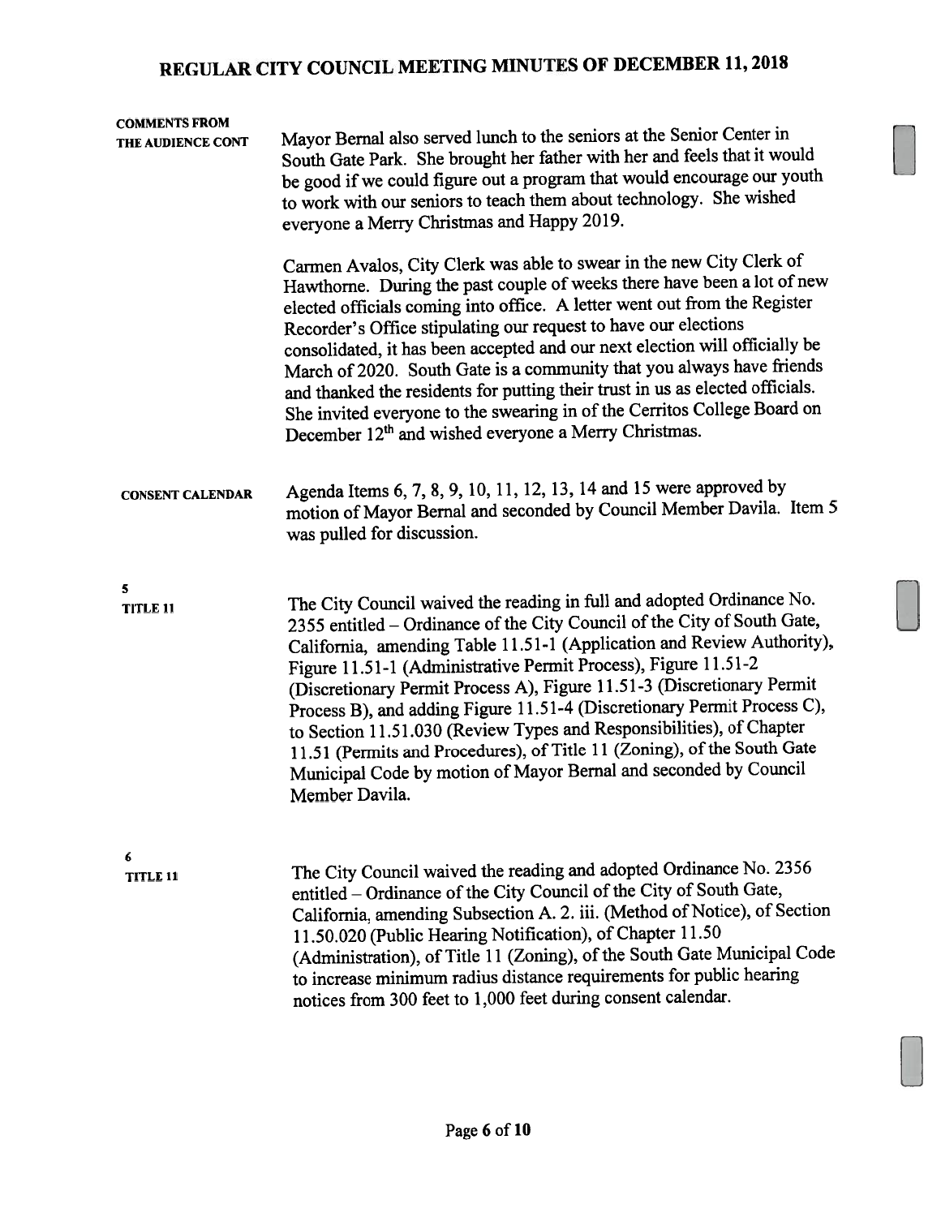**COMMENTS FROM THE AUDIENCE CONT**

Mayor Bernal also served lunch to the seniors at the Senior Center in South Gate Park. She brought her father with her and feels that it would be good if we could figure out a program that would encourage our youth to work with our seniors to teach them about technology. She wished everyone a Merry Christmas and Happy 2019.

Carmen Avalos, City Clerk was able to swear in the new City Clerk of Hawthorne. During the past couple of weeks there have been a lot of new elected officials coming into office. A letter went out from the Register Recorder's Office stipulating our request to have our elections consolidated, it has been accepted and our next election will officially be March of 2020. South Gate is a community that you always have friends and thanked the residents for putting their trust in us as elected officials. She invited everyone to the swearing in of the Cerritos College Board on December 12th and wished everyone a Merry Christmas.

**CONSENT CALENDAR**

Agenda Items 6, 7, 8, 9, 10, 11, 12, 13, 14 and 15 were approved by motion of Mayor Bernal and seconded by Council Member Davila. Item 5 was pulled for discussion.

**5**
**TITLE 11**

The City Council waived the reading in full and adopted Ordinance No. 2355 entitled – Ordinance of the City Council of the City of South Gate, California, amending Table 11.51-1 (Application and Review Authority), Figure 11.51-1 (Administrative Permit Process), Figure 11.51-2 (Discretionary Permit Process A), Figure 11.51-3 (Discretionary Permit Process B), and adding Figure 11.51-4 (Discretionary Permit Process C), to Section 11.51.030 (Review Types and Responsibilities), of Chapter 11.51 (Permits and Procedures), of Title 11 (Zoning), of the South Gate Municipal Code by motion of Mayor Bernal and seconded by Council Member Davila.

**6**
**TITLE 11**

The City Council waived the reading and adopted Ordinance No. 2356 entitled – Ordinance of the City Council of the City of South Gate, California, amending Subsection A. 2. iii. (Method of Notice), of Section 11.50.020 (Public Hearing Notification), of Chapter 11.50 (Administration), of Title 11 (Zoning), of the South Gate Municipal Code to increase minimum radius distance requirements for public hearing notices from 300 feet to 1,000 feet during consent calendar.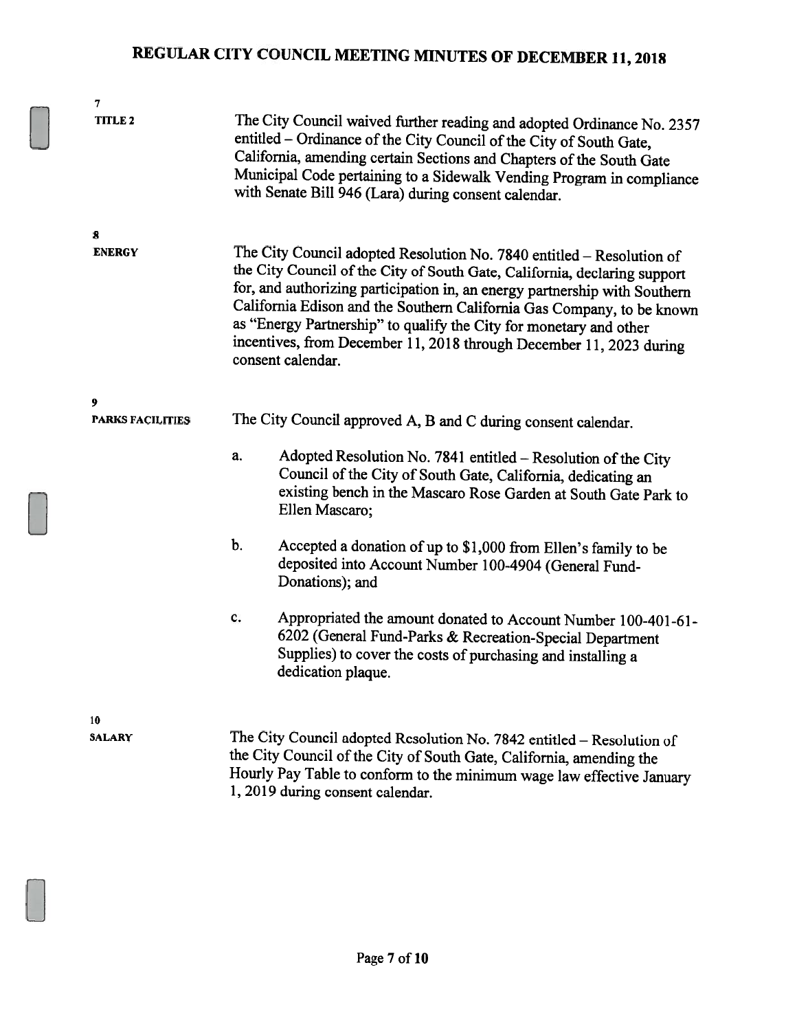**7**
**TITLE 2**

The City Council waived further reading and adopted Ordinance No. 2357 entitled – Ordinance of the City Council of the City of South Gate, California, amending certain Sections and Chapters of the South Gate Municipal Code pertaining to a Sidewalk Vending Program in compliance with Senate Bill 946 (Lara) during consent calendar.

**8**
**ENERGY**

The City Council adopted Resolution No. 7840 entitled – Resolution of the City Council of the City of South Gate, California, declaring support for, and authorizing participation in, an energy partnership with Southern California Edison and the Southern California Gas Company, to be known as "Energy Partnership" to qualify the City for monetary and other incentives, from December 11, 2018 through December 11, 2023 during consent calendar.

**9**
**PARKS FACILITIES**

The City Council approved A, B and C during consent calendar.

a. Adopted Resolution No. 7841 entitled – Resolution of the City Council of the City of South Gate, California, dedicating an existing bench in the Mascaro Rose Garden at South Gate Park to Ellen Mascaro;

b. Accepted a donation of up to $1,000 from Ellen's family to be deposited into Account Number 100-4904 (General Fund-Donations); and

c. Appropriated the amount donated to Account Number 100-401-61-6202 (General Fund-Parks & Recreation-Special Department Supplies) to cover the costs of purchasing and installing a dedication plaque.

**10**
**SALARY**

The City Council adopted Resolution No. 7842 entitled – Resolution of the City Council of the City of South Gate, California, amending the Hourly Pay Table to conform to the minimum wage law effective January 1, 2019 during consent calendar.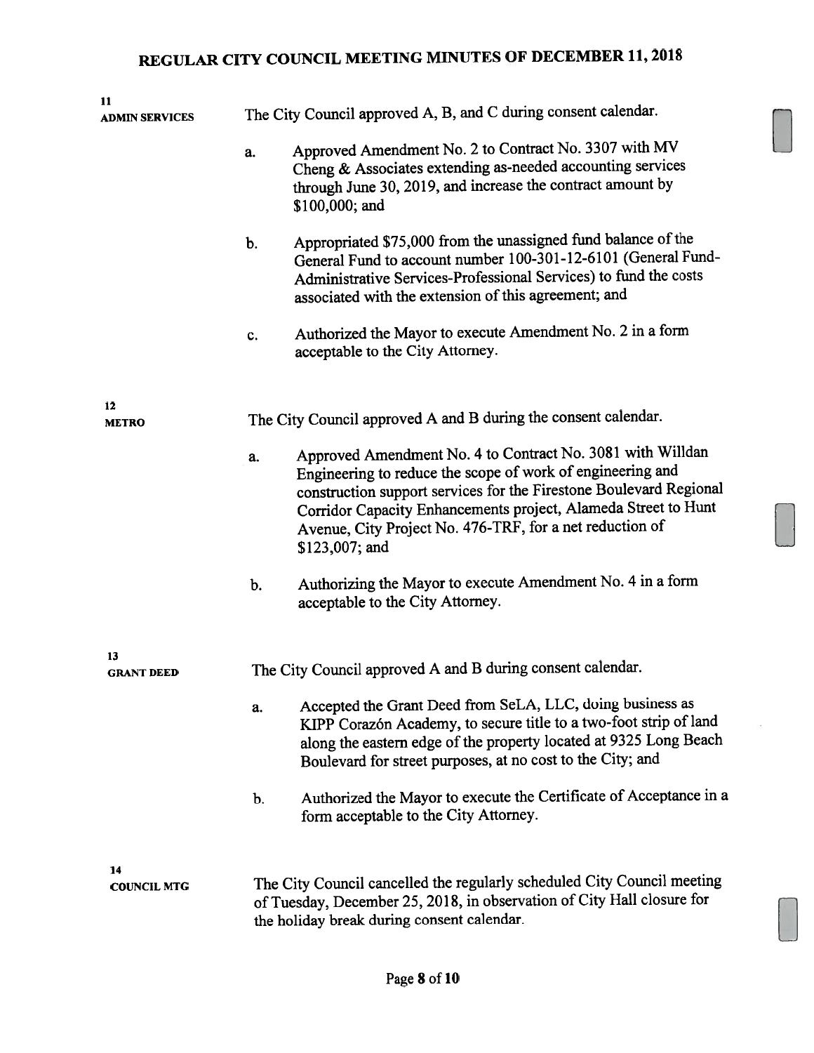**11**
**ADMIN SERVICES**

The City Council approved A, B, and C during consent calendar.

a. Approved Amendment No. 2 to Contract No. 3307 with MV Cheng & Associates extending as-needed accounting services through June 30, 2019, and increase the contract amount by $100,000; and

b. Appropriated $75,000 from the unassigned fund balance of the General Fund to account number 100-301-12-6101 (General Fund-Administrative Services-Professional Services) to fund the costs associated with the extension of this agreement; and

c. Authorized the Mayor to execute Amendment No. 2 in a form acceptable to the City Attorney.

**12**
**METRO**

The City Council approved A and B during the consent calendar.

a. Approved Amendment No. 4 to Contract No. 3081 with Willdan Engineering to reduce the scope of work of engineering and construction support services for the Firestone Boulevard Regional Corridor Capacity Enhancements project, Alameda Street to Hunt Avenue, City Project No. 476-TRF, for a net reduction of $123,007; and

b. Authorizing the Mayor to execute Amendment No. 4 in a form acceptable to the City Attorney.

**13**
**GRANT DEED**

The City Council approved A and B during consent calendar.

a. Accepted the Grant Deed from SeLA, LLC, doing business as KIPP Corazón Academy, to secure title to a two-foot strip of land along the eastern edge of the property located at 9325 Long Beach Boulevard for street purposes, at no cost to the City; and

b. Authorized the Mayor to execute the Certificate of Acceptance in a form acceptable to the City Attorney.

**14**
**COUNCIL MTG**

The City Council cancelled the regularly scheduled City Council meeting of Tuesday, December 25, 2018, in observation of City Hall closure for the holiday break during consent calendar.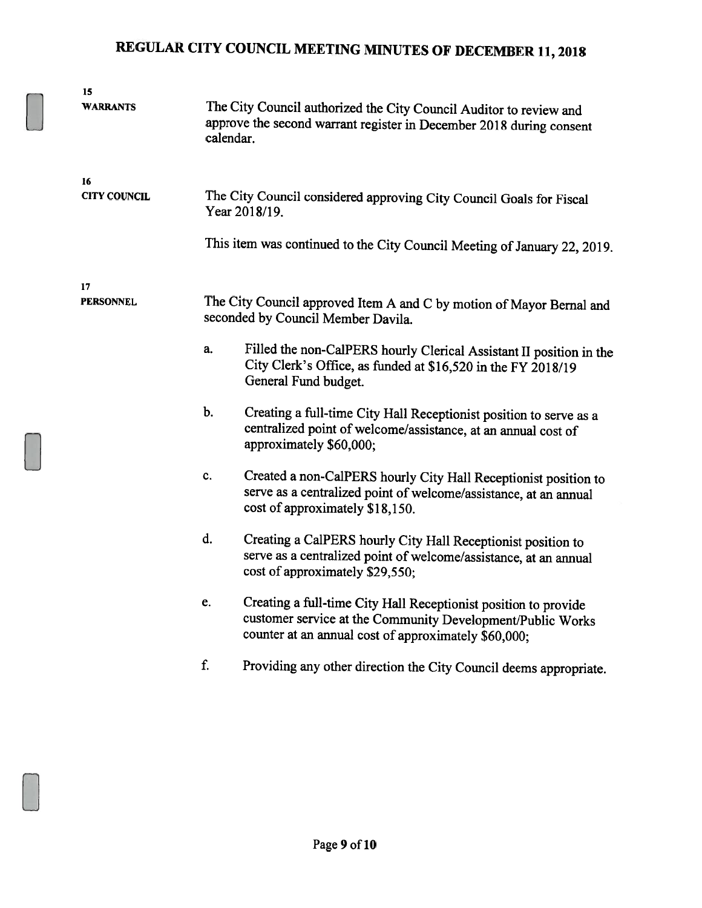**15**
**WARRANTS**

The City Council authorized the City Council Auditor to review and approve the second warrant register in December 2018 during consent calendar.

**16**
**CITY COUNCIL**

The City Council considered approving City Council Goals for Fiscal Year 2018/19.

This item was continued to the City Council Meeting of January 22, 2019.

**17**
**PERSONNEL**

The City Council approved Item A and C by motion of Mayor Bernal and seconded by Council Member Davila.

a. Filled the non-CalPERS hourly Clerical Assistant II position in the City Clerk's Office, as funded at $16,520 in the FY 2018/19 General Fund budget.

b. Creating a full-time City Hall Receptionist position to serve as a centralized point of welcome/assistance, at an annual cost of approximately $60,000;

c. Created a non-CalPERS hourly City Hall Receptionist position to serve as a centralized point of welcome/assistance, at an annual cost of approximately $18,150.

d. Creating a CalPERS hourly City Hall Receptionist position to serve as a centralized point of welcome/assistance, at an annual cost of approximately $29,550;

e. Creating a full-time City Hall Receptionist position to provide customer service at the Community Development/Public Works counter at an annual cost of approximately $60,000;

f. Providing any other direction the City Council deems appropriate.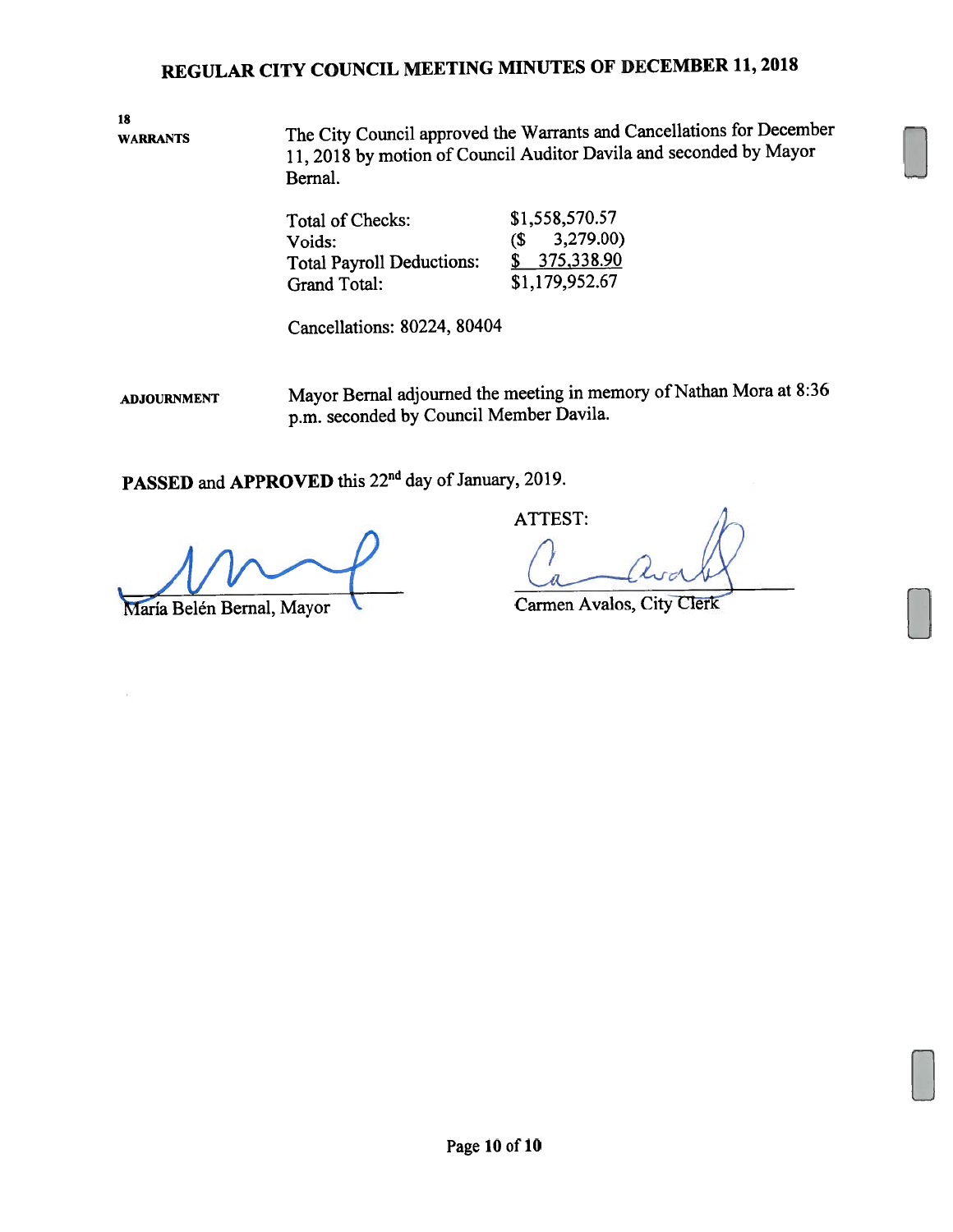# REGULAR CITY COUNCIL MEETING MINUTES OF DECEMBER 11, 2018

**18**
**WARRANTS**

The City Council approved the Warrants and Cancellations for December 11, 2018 by motion of Council Auditor Davila and seconded by Mayor Bernal.

| | |
|---|---|
| Total of Checks: | $1,558,570.57 |
| Voids: | ($ 3,279.00) |
| Total Payroll Deductions: | $ 375,338.90 |
| Grand Total: | $1,179,952.67 |

Cancellations: 80224, 80404

**ADJOURNMENT**

Mayor Bernal adjourned the meeting in memory of Nathan Mora at 8:36 p.m. seconded by Council Member Davila.

**PASSED** and **APPROVED** this 22nd day of January, 2019.

María Belén Bernal, Mayor

ATTEST:

Carmen Avalos, City Clerk